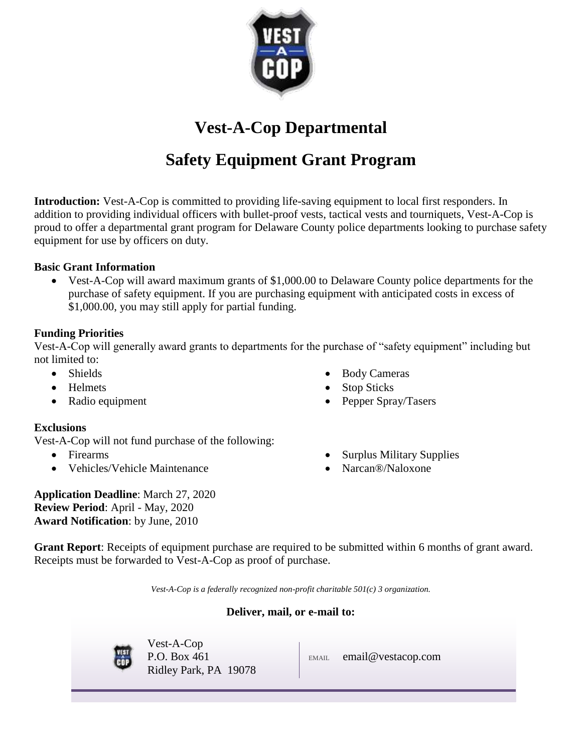# Vest-A-Cop Departmental

# Safety Equipment Grant Program

**Introduction:** Vest-A-Cop is committed to providing life-saving equipment to local first responders. In addition to providing individual officers with bullet-proof vests, tactical vests and tourniquets, Vest-A-Cop is proud to offer a departmental grant program for Delaware County police departments looking to purchase safety equipment for use by officers on duty.

**Basic Grant Information**

- Vest-A-Cop will award maximum grants of $1,000.00 to Delaware County police departments for the purchase of safety equipment. If you are purchasing equipment with anticipated costs in excess of $1,000.00, you may still apply for partial funding.

**Funding Priorities**

Vest-A-Cop will generally award grants to departments for the purchase of "safety equipment" including but not limited to:

- Shields
- Helmets
- Radio equipment
- Body Cameras
- Stop Sticks
- Pepper Spray/Tasers

**Exclusions**

Vest-A-Cop will not fund purchase of the following:

- Firearms
- Vehicles/Vehicle Maintenance
- Surplus Military Supplies
- Narcan®/Naloxone

**Application Deadline**: March 27, 2020
**Review Period**: April - May, 2020
**Award Notification**: by June, 2010

**Grant Report**: Receipts of equipment purchase are required to be submitted within 6 months of grant award. Receipts must be forwarded to Vest-A-Cop as proof of purchase.

*Vest-A-Cop is a federally recognized non-profit charitable 501(c) 3 organization.*

**Deliver, mail, or e-mail to:**

Vest-A-Cop
P.O. Box 461
Ridley Park, PA 19078

EMAIL email@vestacop.com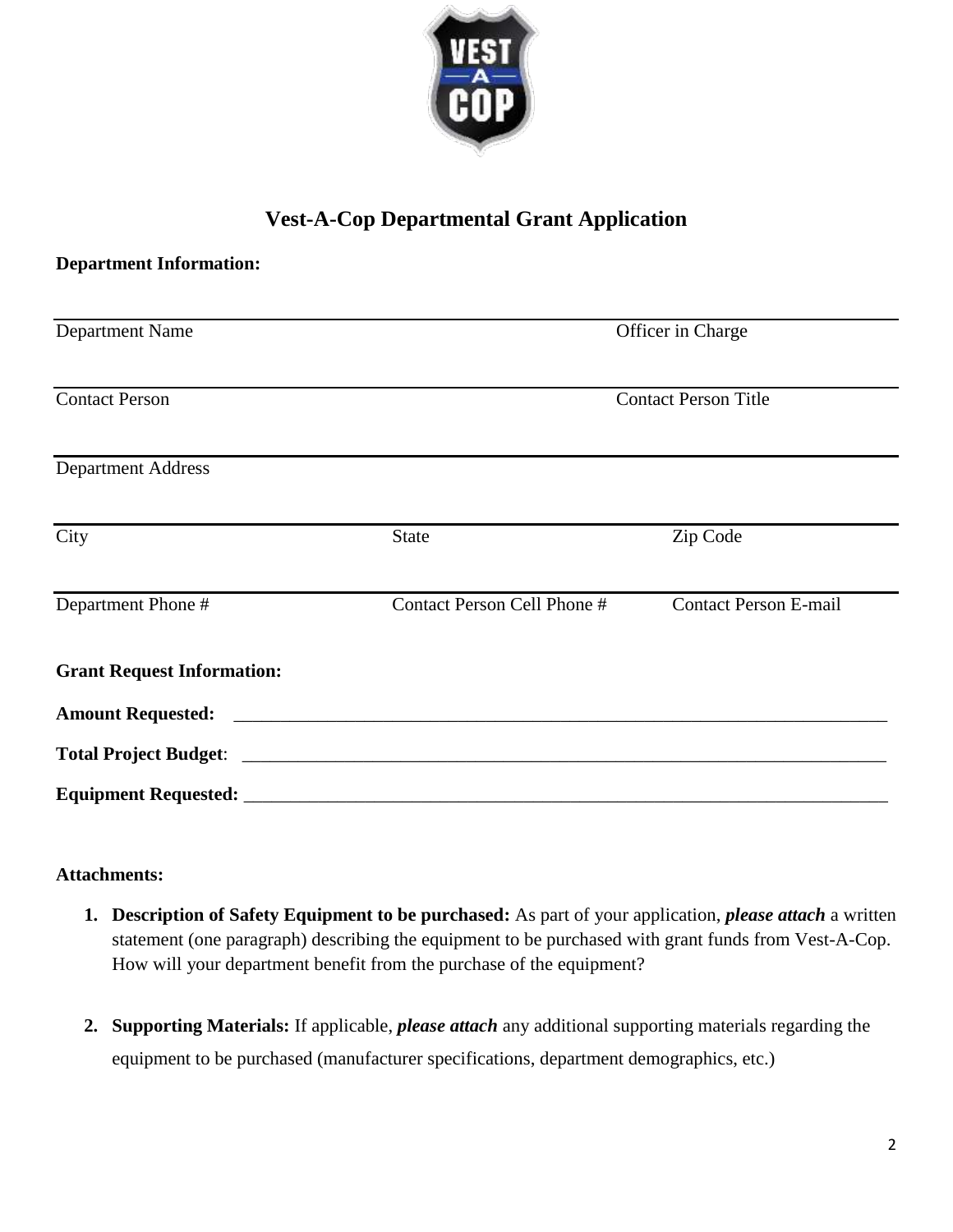# Vest-A-Cop Departmental Grant Application

**Department Information:**

| | | |
|---|---|---|
| Department Name | | Officer in Charge |
| Contact Person | | Contact Person Title |
| Department Address | | |
| City | State | Zip Code |
| Department Phone # | Contact Person Cell Phone # | Contact Person E-mail |

**Grant Request Information:**

**Amount Requested:** ___________________________________________________________________________

**Total Project Budget**: _________________________________________________________________________

**Equipment Requested:** ________________________________________________________________________

**Attachments:**

1. **Description of Safety Equipment to be purchased:** As part of your application, ***please attach*** a written statement (one paragraph) describing the equipment to be purchased with grant funds from Vest-A-Cop. How will your department benefit from the purchase of the equipment?

2. **Supporting Materials:** If applicable, ***please attach*** any additional supporting materials regarding the equipment to be purchased (manufacturer specifications, department demographics, etc.)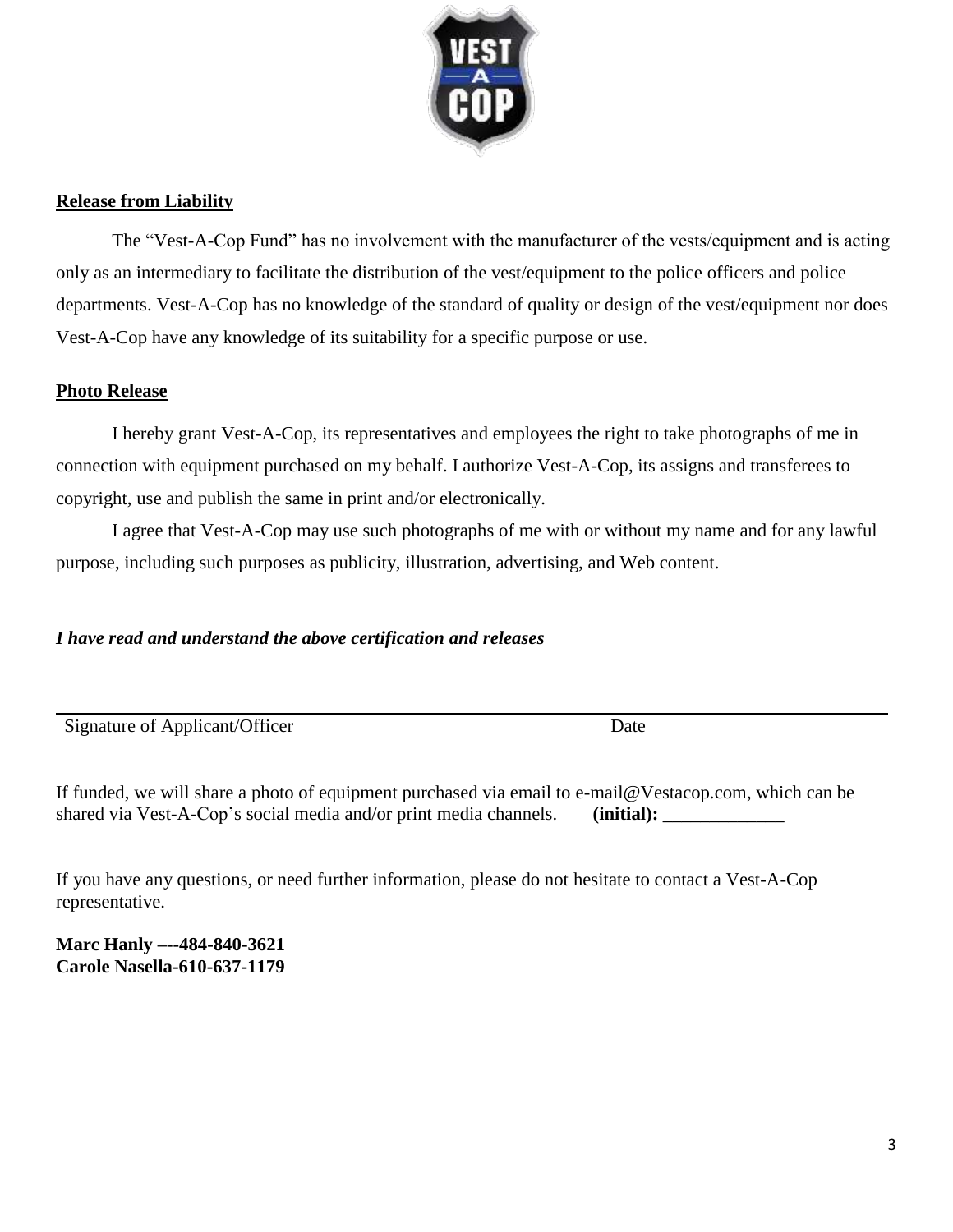**Release from Liability**

The "Vest-A-Cop Fund" has no involvement with the manufacturer of the vests/equipment and is acting only as an intermediary to facilitate the distribution of the vest/equipment to the police officers and police departments. Vest-A-Cop has no knowledge of the standard of quality or design of the vest/equipment nor does Vest-A-Cop have any knowledge of its suitability for a specific purpose or use.

**Photo Release**

I hereby grant Vest-A-Cop, its representatives and employees the right to take photographs of me in connection with equipment purchased on my behalf. I authorize Vest-A-Cop, its assigns and transferees to copyright, use and publish the same in print and/or electronically.

I agree that Vest-A-Cop may use such photographs of me with or without my name and for any lawful purpose, including such purposes as publicity, illustration, advertising, and Web content.

***I have read and understand the above certification and releases***

Signature of Applicant/Officer                                        Date

If funded, we will share a photo of equipment purchased via email to e-mail@Vestacop.com, which can be shared via Vest-A-Cop's social media and/or print media channels. **(initial): _____________**

If you have any questions, or need further information, please do not hesitate to contact a Vest-A-Cop representative.

**Marc Hanly –--484-840-3621**
**Carole Nasella-610-637-1179**